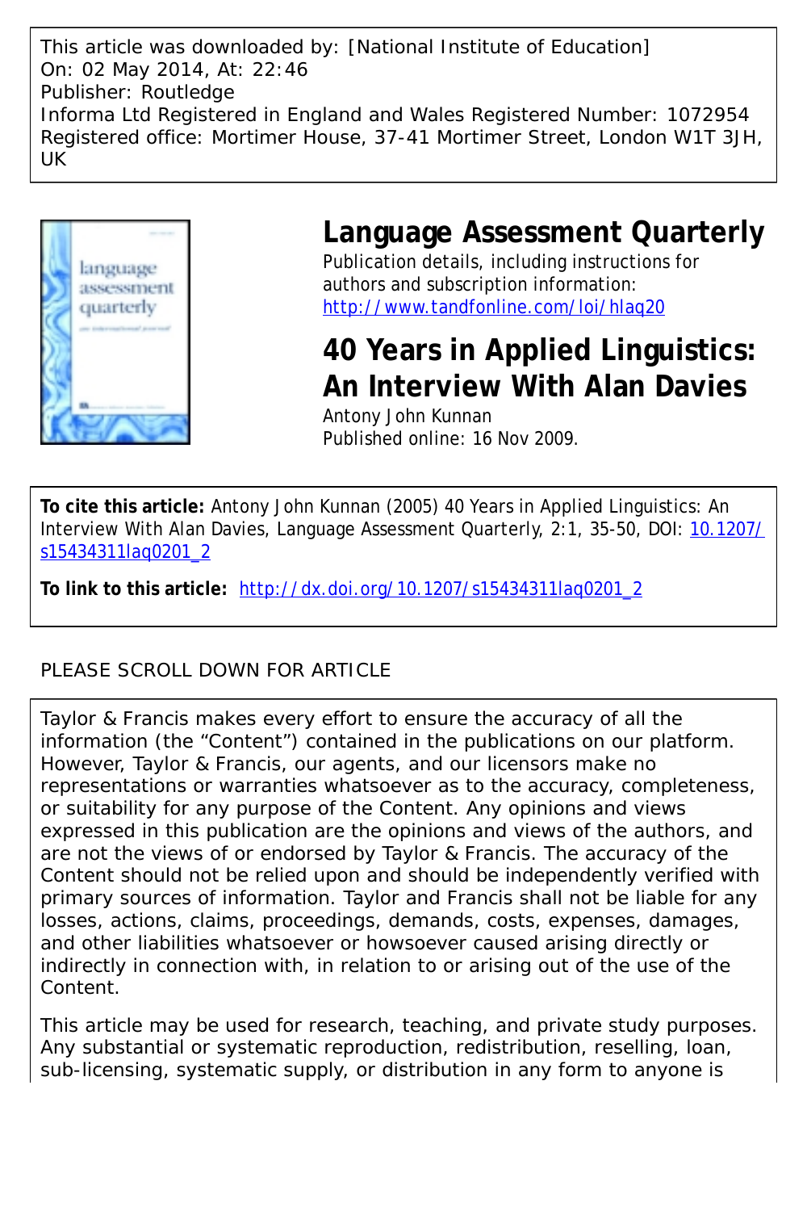This article was downloaded by: [National Institute of Education]
On: 02 May 2014, At: 22:46
Publisher: Routledge
Informa Ltd Registered in England and Wales Registered Number: 1072954
Registered office: Mortimer House, 37-41 Mortimer Street, London W1T 3JH, UK

# Language Assessment Quarterly

Publication details, including instructions for authors and subscription information:
http://www.tandfonline.com/loi/hlaq20

## 40 Years in Applied Linguistics: An Interview With Alan Davies

Antony John Kunnan

Published online: 16 Nov 2009.

**To cite this article:** Antony John Kunnan (2005) 40 Years in Applied Linguistics: An Interview With Alan Davies, Language Assessment Quarterly, 2:1, 35-50, DOI: 10.1207/s15434311laq0201_2

**To link to this article:** http://dx.doi.org/10.1207/s15434311laq0201_2

PLEASE SCROLL DOWN FOR ARTICLE

Taylor & Francis makes every effort to ensure the accuracy of all the information (the "Content") contained in the publications on our platform. However, Taylor & Francis, our agents, and our licensors make no representations or warranties whatsoever as to the accuracy, completeness, or suitability for any purpose of the Content. Any opinions and views expressed in this publication are the opinions and views of the authors, and are not the views of or endorsed by Taylor & Francis. The accuracy of the Content should not be relied upon and should be independently verified with primary sources of information. Taylor and Francis shall not be liable for any losses, actions, claims, proceedings, demands, costs, expenses, damages, and other liabilities whatsoever or howsoever caused arising directly or indirectly in connection with, in relation to or arising out of the use of the Content.

This article may be used for research, teaching, and private study purposes. Any substantial or systematic reproduction, redistribution, reselling, loan, sub-licensing, systematic supply, or distribution in any form to anyone is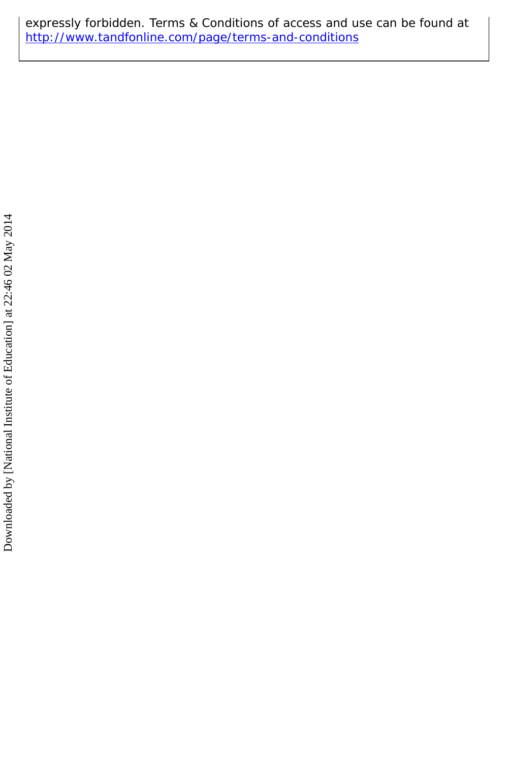expressly forbidden. Terms & Conditions of access and use can be found at http://www.tandfonline.com/page/terms-and-conditions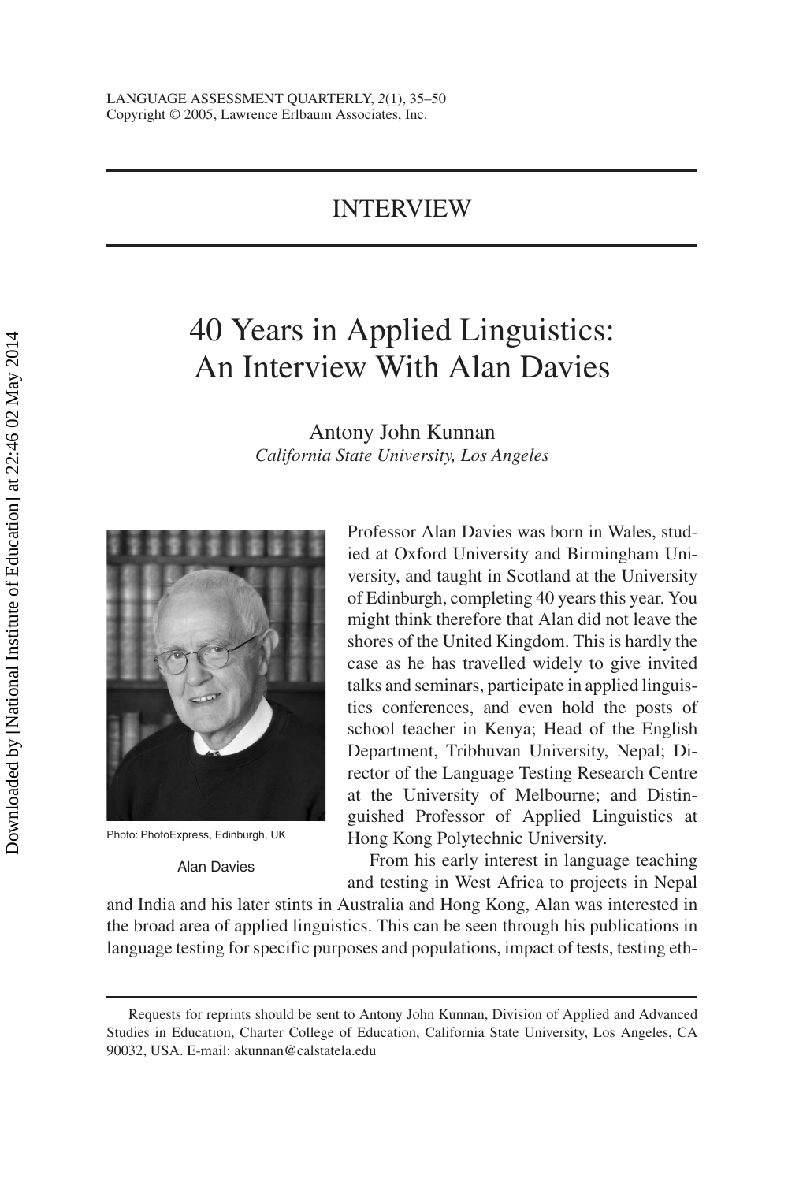# INTERVIEW

# 40 Years in Applied Linguistics: An Interview With Alan Davies

Antony John Kunnan
*California State University, Los Angeles*

Photo: PhotoExpress, Edinburgh, UK

Alan Davies

Professor Alan Davies was born in Wales, studied at Oxford University and Birmingham University, and taught in Scotland at the University of Edinburgh, completing 40 years this year. You might think therefore that Alan did not leave the shores of the United Kingdom. This is hardly the case as he has travelled widely to give invited talks and seminars, participate in applied linguistics conferences, and even hold the posts of school teacher in Kenya; Head of the English Department, Tribhuvan University, Nepal; Director of the Language Testing Research Centre at the University of Melbourne; and Distinguished Professor of Applied Linguistics at Hong Kong Polytechnic University.

From his early interest in language teaching and testing in West Africa to projects in Nepal and India and his later stints in Australia and Hong Kong, Alan was interested in the broad area of applied linguistics. This can be seen through his publications in language testing for specific purposes and populations, impact of tests, testing eth-

Requests for reprints should be sent to Antony John Kunnan, Division of Applied and Advanced Studies in Education, Charter College of Education, California State University, Los Angeles, CA 90032, USA. E-mail: akunnan@calstatela.edu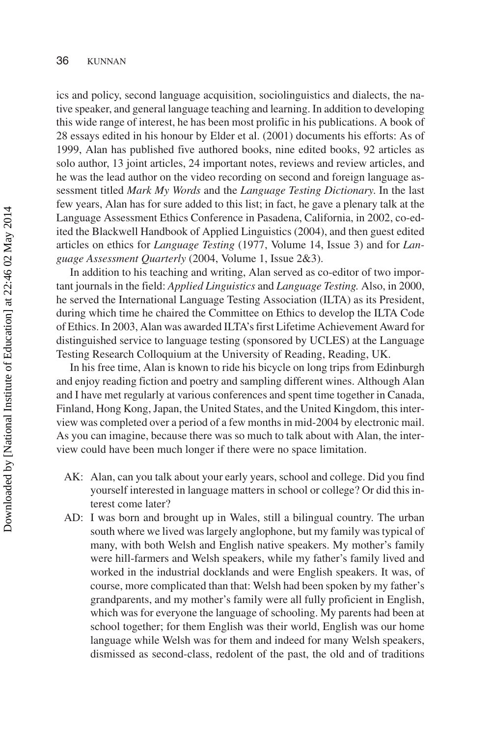ics and policy, second language acquisition, sociolinguistics and dialects, the native speaker, and general language teaching and learning. In addition to developing this wide range of interest, he has been most prolific in his publications. A book of 28 essays edited in his honour by Elder et al. (2001) documents his efforts: As of 1999, Alan has published five authored books, nine edited books, 92 articles as solo author, 13 joint articles, 24 important notes, reviews and review articles, and he was the lead author on the video recording on second and foreign language assessment titled *Mark My Words* and the *Language Testing Dictionary.* In the last few years, Alan has for sure added to this list; in fact, he gave a plenary talk at the Language Assessment Ethics Conference in Pasadena, California, in 2002, co-edited the Blackwell Handbook of Applied Linguistics (2004), and then guest edited articles on ethics for *Language Testing* (1977, Volume 14, Issue 3) and for *Language Assessment Quarterly* (2004, Volume 1, Issue 2&3).

In addition to his teaching and writing, Alan served as co-editor of two important journals in the field: *Applied Linguistics* and *Language Testing.* Also, in 2000, he served the International Language Testing Association (ILTA) as its President, during which time he chaired the Committee on Ethics to develop the ILTA Code of Ethics. In 2003, Alan was awarded ILTA's first Lifetime Achievement Award for distinguished service to language testing (sponsored by UCLES) at the Language Testing Research Colloquium at the University of Reading, Reading, UK.

In his free time, Alan is known to ride his bicycle on long trips from Edinburgh and enjoy reading fiction and poetry and sampling different wines. Although Alan and I have met regularly at various conferences and spent time together in Canada, Finland, Hong Kong, Japan, the United States, and the United Kingdom, this interview was completed over a period of a few months in mid-2004 by electronic mail. As you can imagine, because there was so much to talk about with Alan, the interview could have been much longer if there were no space limitation.

AK: Alan, can you talk about your early years, school and college. Did you find yourself interested in language matters in school or college? Or did this interest come later?

AD: I was born and brought up in Wales, still a bilingual country. The urban south where we lived was largely anglophone, but my family was typical of many, with both Welsh and English native speakers. My mother's family were hill-farmers and Welsh speakers, while my father's family lived and worked in the industrial docklands and were English speakers. It was, of course, more complicated than that: Welsh had been spoken by my father's grandparents, and my mother's family were all fully proficient in English, which was for everyone the language of schooling. My parents had been at school together; for them English was their world, English was our home language while Welsh was for them and indeed for many Welsh speakers, dismissed as second-class, redolent of the past, the old and of traditions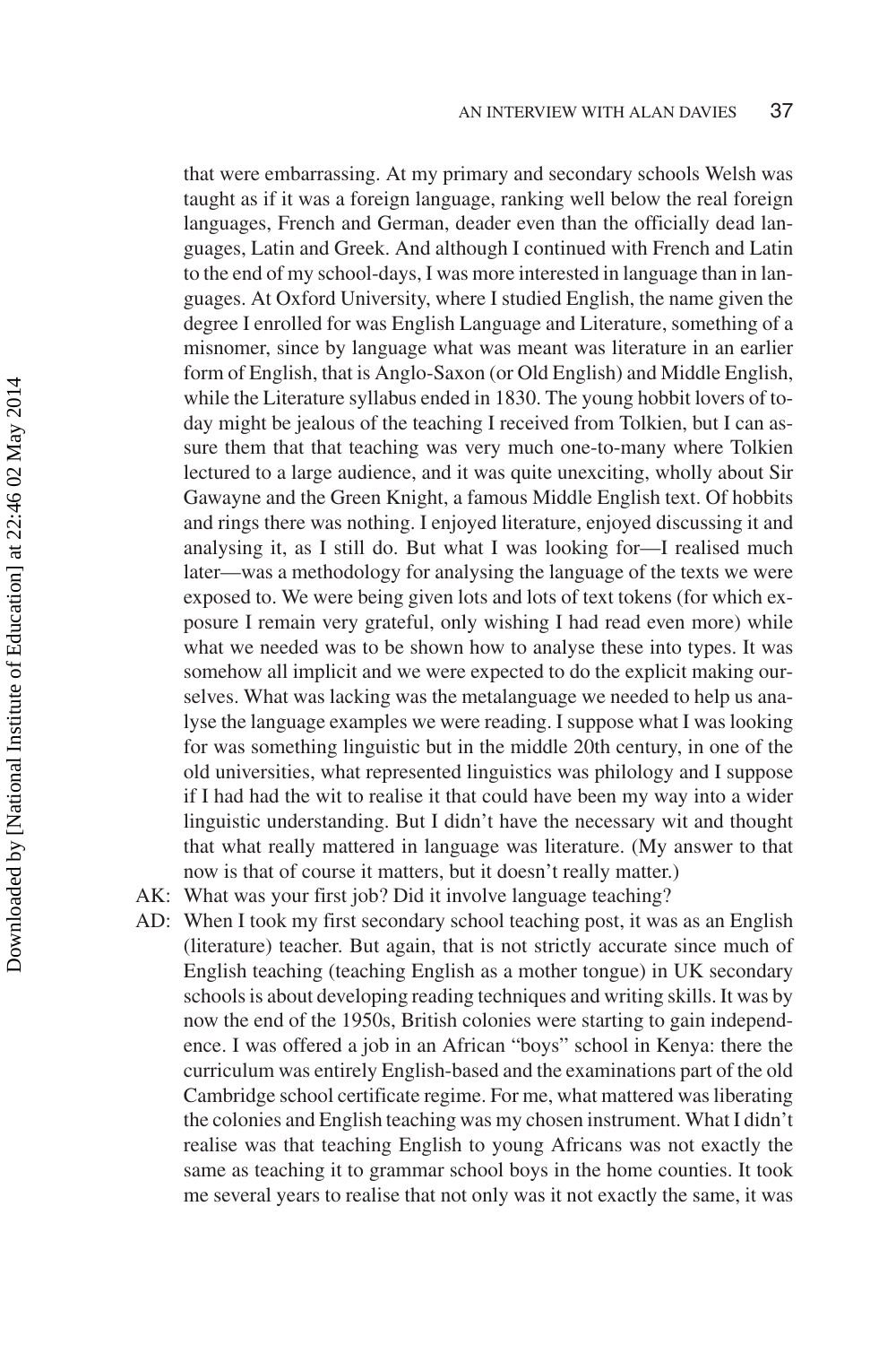that were embarrassing. At my primary and secondary schools Welsh was taught as if it was a foreign language, ranking well below the real foreign languages, French and German, deader even than the officially dead languages, Latin and Greek. And although I continued with French and Latin to the end of my school-days, I was more interested in language than in languages. At Oxford University, where I studied English, the name given the degree I enrolled for was English Language and Literature, something of a misnomer, since by language what was meant was literature in an earlier form of English, that is Anglo-Saxon (or Old English) and Middle English, while the Literature syllabus ended in 1830. The young hobbit lovers of today might be jealous of the teaching I received from Tolkien, but I can assure them that that teaching was very much one-to-many where Tolkien lectured to a large audience, and it was quite unexciting, wholly about Sir Gawayne and the Green Knight, a famous Middle English text. Of hobbits and rings there was nothing. I enjoyed literature, enjoyed discussing it and analysing it, as I still do. But what I was looking for—I realised much later—was a methodology for analysing the language of the texts we were exposed to. We were being given lots and lots of text tokens (for which exposure I remain very grateful, only wishing I had read even more) while what we needed was to be shown how to analyse these into types. It was somehow all implicit and we were expected to do the explicit making ourselves. What was lacking was the metalanguage we needed to help us analyse the language examples we were reading. I suppose what I was looking for was something linguistic but in the middle 20th century, in one of the old universities, what represented linguistics was philology and I suppose if I had had the wit to realise it that could have been my way into a wider linguistic understanding. But I didn't have the necessary wit and thought that what really mattered in language was literature. (My answer to that now is that of course it matters, but it doesn't really matter.)

AK: What was your first job? Did it involve language teaching?

AD: When I took my first secondary school teaching post, it was as an English (literature) teacher. But again, that is not strictly accurate since much of English teaching (teaching English as a mother tongue) in UK secondary schools is about developing reading techniques and writing skills. It was by now the end of the 1950s, British colonies were starting to gain independence. I was offered a job in an African "boys" school in Kenya: there the curriculum was entirely English-based and the examinations part of the old Cambridge school certificate regime. For me, what mattered was liberating the colonies and English teaching was my chosen instrument. What I didn't realise was that teaching English to young Africans was not exactly the same as teaching it to grammar school boys in the home counties. It took me several years to realise that not only was it not exactly the same, it was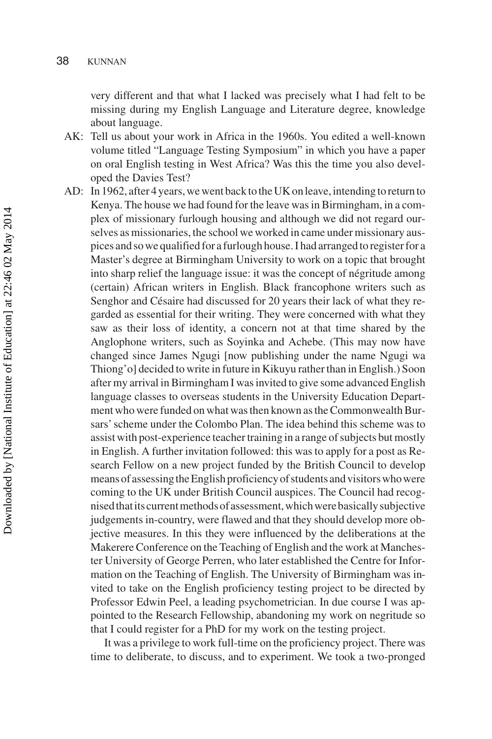very different and that what I lacked was precisely what I had felt to be missing during my English Language and Literature degree, knowledge about language.

AK: Tell us about your work in Africa in the 1960s. You edited a well-known volume titled "Language Testing Symposium" in which you have a paper on oral English testing in West Africa? Was this the time you also developed the Davies Test?

AD: In 1962, after 4 years, we went back to the UK on leave, intending to return to Kenya. The house we had found for the leave was in Birmingham, in a complex of missionary furlough housing and although we did not regard ourselves as missionaries, the school we worked in came under missionary auspices and so we qualified for a furlough house. I had arranged to register for a Master's degree at Birmingham University to work on a topic that brought into sharp relief the language issue: it was the concept of négritude among (certain) African writers in English. Black francophone writers such as Senghor and Césaire had discussed for 20 years their lack of what they regarded as essential for their writing. They were concerned with what they saw as their loss of identity, a concern not at that time shared by the Anglophone writers, such as Soyinka and Achebe. (This may now have changed since James Ngugi [now publishing under the name Ngugi wa Thiong'o] decided to write in future in Kikuyu rather than in English.) Soon after my arrival in Birmingham I was invited to give some advanced English language classes to overseas students in the University Education Department who were funded on what was then known as the Commonwealth Bursars' scheme under the Colombo Plan. The idea behind this scheme was to assist with post-experience teacher training in a range of subjects but mostly in English. A further invitation followed: this was to apply for a post as Research Fellow on a new project funded by the British Council to develop means of assessing the English proficiency of students and visitors who were coming to the UK under British Council auspices. The Council had recognised that its current methods of assessment, which were basically subjective judgements in-country, were flawed and that they should develop more objective measures. In this they were influenced by the deliberations at the Makerere Conference on the Teaching of English and the work at Manchester University of George Perren, who later established the Centre for Information on the Teaching of English. The University of Birmingham was invited to take on the English proficiency testing project to be directed by Professor Edwin Peel, a leading psychometrician. In due course I was appointed to the Research Fellowship, abandoning my work on negritude so that I could register for a PhD for my work on the testing project.

It was a privilege to work full-time on the proficiency project. There was time to deliberate, to discuss, and to experiment. We took a two-pronged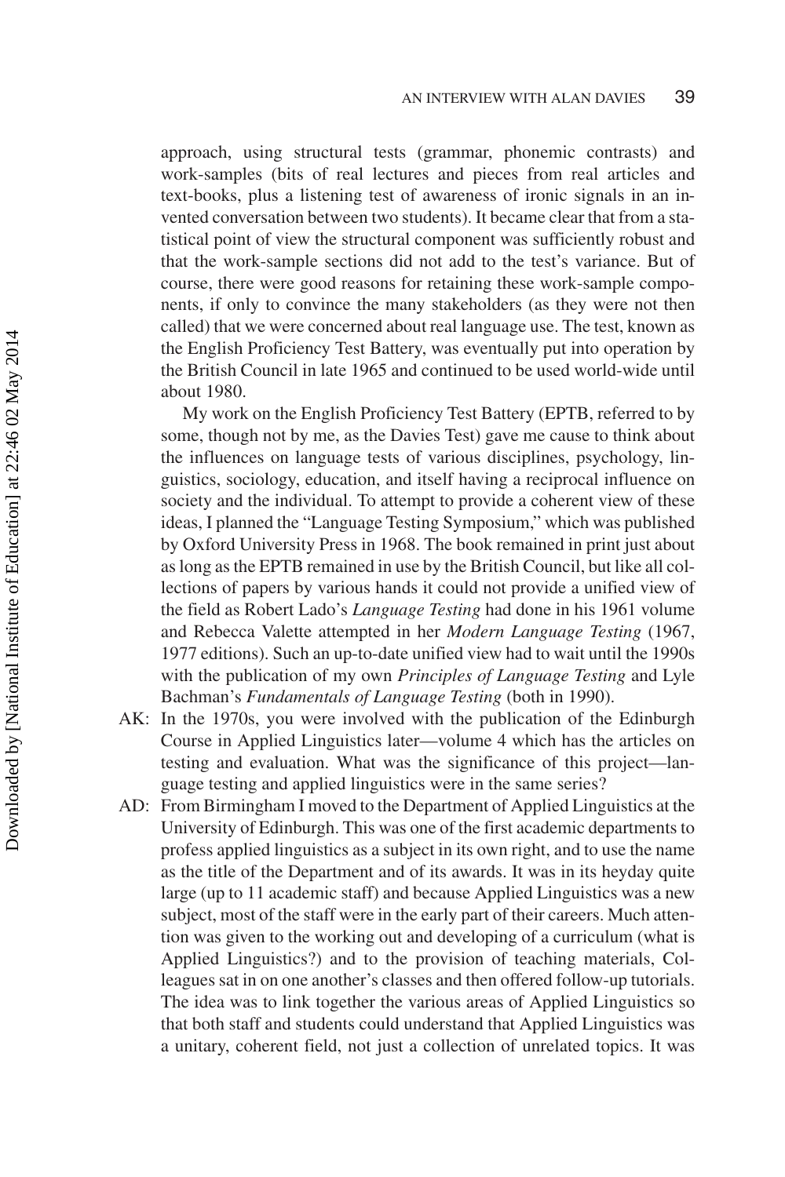approach, using structural tests (grammar, phonemic contrasts) and work-samples (bits of real lectures and pieces from real articles and text-books, plus a listening test of awareness of ironic signals in an invented conversation between two students). It became clear that from a statistical point of view the structural component was sufficiently robust and that the work-sample sections did not add to the test's variance. But of course, there were good reasons for retaining these work-sample components, if only to convince the many stakeholders (as they were not then called) that we were concerned about real language use. The test, known as the English Proficiency Test Battery, was eventually put into operation by the British Council in late 1965 and continued to be used world-wide until about 1980.

My work on the English Proficiency Test Battery (EPTB, referred to by some, though not by me, as the Davies Test) gave me cause to think about the influences on language tests of various disciplines, psychology, linguistics, sociology, education, and itself having a reciprocal influence on society and the individual. To attempt to provide a coherent view of these ideas, I planned the "Language Testing Symposium," which was published by Oxford University Press in 1968. The book remained in print just about as long as the EPTB remained in use by the British Council, but like all collections of papers by various hands it could not provide a unified view of the field as Robert Lado's *Language Testing* had done in his 1961 volume and Rebecca Valette attempted in her *Modern Language Testing* (1967, 1977 editions). Such an up-to-date unified view had to wait until the 1990s with the publication of my own *Principles of Language Testing* and Lyle Bachman's *Fundamentals of Language Testing* (both in 1990).

AK: In the 1970s, you were involved with the publication of the Edinburgh Course in Applied Linguistics later—volume 4 which has the articles on testing and evaluation. What was the significance of this project—language testing and applied linguistics were in the same series?

AD: From Birmingham I moved to the Department of Applied Linguistics at the University of Edinburgh. This was one of the first academic departments to profess applied linguistics as a subject in its own right, and to use the name as the title of the Department and of its awards. It was in its heyday quite large (up to 11 academic staff) and because Applied Linguistics was a new subject, most of the staff were in the early part of their careers. Much attention was given to the working out and developing of a curriculum (what is Applied Linguistics?) and to the provision of teaching materials, Colleagues sat in on one another's classes and then offered follow-up tutorials. The idea was to link together the various areas of Applied Linguistics so that both staff and students could understand that Applied Linguistics was a unitary, coherent field, not just a collection of unrelated topics. It was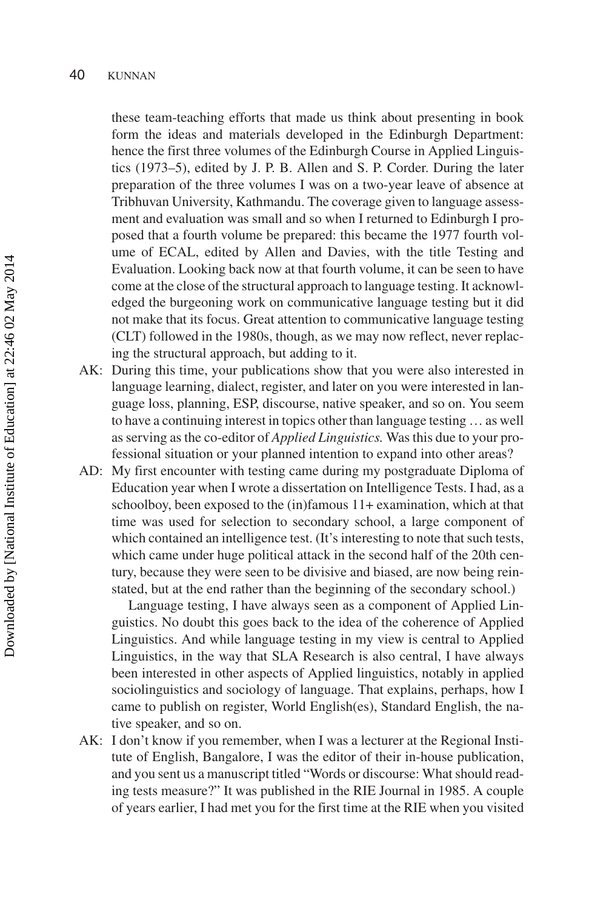these team-teaching efforts that made us think about presenting in book form the ideas and materials developed in the Edinburgh Department: hence the first three volumes of the Edinburgh Course in Applied Linguistics (1973–5), edited by J. P. B. Allen and S. P. Corder. During the later preparation of the three volumes I was on a two-year leave of absence at Tribhuvan University, Kathmandu. The coverage given to language assessment and evaluation was small and so when I returned to Edinburgh I proposed that a fourth volume be prepared: this became the 1977 fourth volume of ECAL, edited by Allen and Davies, with the title Testing and Evaluation. Looking back now at that fourth volume, it can be seen to have come at the close of the structural approach to language testing. It acknowledged the burgeoning work on communicative language testing but it did not make that its focus. Great attention to communicative language testing (CLT) followed in the 1980s, though, as we may now reflect, never replacing the structural approach, but adding to it.

AK: During this time, your publications show that you were also interested in language learning, dialect, register, and later on you were interested in language loss, planning, ESP, discourse, native speaker, and so on. You seem to have a continuing interest in topics other than language testing … as well as serving as the co-editor of *Applied Linguistics.* Was this due to your professional situation or your planned intention to expand into other areas?

AD: My first encounter with testing came during my postgraduate Diploma of Education year when I wrote a dissertation on Intelligence Tests. I had, as a schoolboy, been exposed to the (in)famous 11+ examination, which at that time was used for selection to secondary school, a large component of which contained an intelligence test. (It's interesting to note that such tests, which came under huge political attack in the second half of the 20th century, because they were seen to be divisive and biased, are now being reinstated, but at the end rather than the beginning of the secondary school.)

Language testing, I have always seen as a component of Applied Linguistics. No doubt this goes back to the idea of the coherence of Applied Linguistics. And while language testing in my view is central to Applied Linguistics, in the way that SLA Research is also central, I have always been interested in other aspects of Applied linguistics, notably in applied sociolinguistics and sociology of language. That explains, perhaps, how I came to publish on register, World English(es), Standard English, the native speaker, and so on.

AK: I don't know if you remember, when I was a lecturer at the Regional Institute of English, Bangalore, I was the editor of their in-house publication, and you sent us a manuscript titled "Words or discourse: What should reading tests measure?" It was published in the RIE Journal in 1985. A couple of years earlier, I had met you for the first time at the RIE when you visited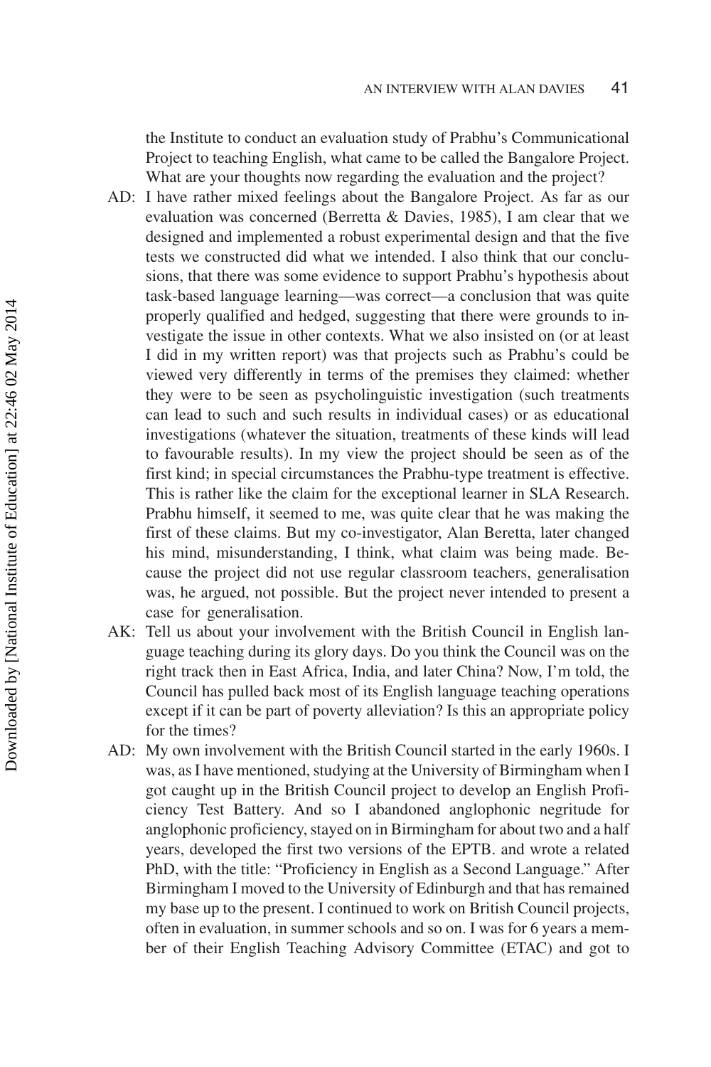the Institute to conduct an evaluation study of Prabhu's Communicational Project to teaching English, what came to be called the Bangalore Project. What are your thoughts now regarding the evaluation and the project?

AD: I have rather mixed feelings about the Bangalore Project. As far as our evaluation was concerned (Berretta & Davies, 1985), I am clear that we designed and implemented a robust experimental design and that the five tests we constructed did what we intended. I also think that our conclusions, that there was some evidence to support Prabhu's hypothesis about task-based language learning—was correct—a conclusion that was quite properly qualified and hedged, suggesting that there were grounds to investigate the issue in other contexts. What we also insisted on (or at least I did in my written report) was that projects such as Prabhu's could be viewed very differently in terms of the premises they claimed: whether they were to be seen as psycholinguistic investigation (such treatments can lead to such and such results in individual cases) or as educational investigations (whatever the situation, treatments of these kinds will lead to favourable results). In my view the project should be seen as of the first kind; in special circumstances the Prabhu-type treatment is effective. This is rather like the claim for the exceptional learner in SLA Research. Prabhu himself, it seemed to me, was quite clear that he was making the first of these claims. But my co-investigator, Alan Beretta, later changed his mind, misunderstanding, I think, what claim was being made. Because the project did not use regular classroom teachers, generalisation was, he argued, not possible. But the project never intended to present a case for generalisation.

AK: Tell us about your involvement with the British Council in English language teaching during its glory days. Do you think the Council was on the right track then in East Africa, India, and later China? Now, I'm told, the Council has pulled back most of its English language teaching operations except if it can be part of poverty alleviation? Is this an appropriate policy for the times?

AD: My own involvement with the British Council started in the early 1960s. I was, as I have mentioned, studying at the University of Birmingham when I got caught up in the British Council project to develop an English Proficiency Test Battery. And so I abandoned anglophonic negritude for anglophonic proficiency, stayed on in Birmingham for about two and a half years, developed the first two versions of the EPTB. and wrote a related PhD, with the title: "Proficiency in English as a Second Language." After Birmingham I moved to the University of Edinburgh and that has remained my base up to the present. I continued to work on British Council projects, often in evaluation, in summer schools and so on. I was for 6 years a member of their English Teaching Advisory Committee (ETAC) and got to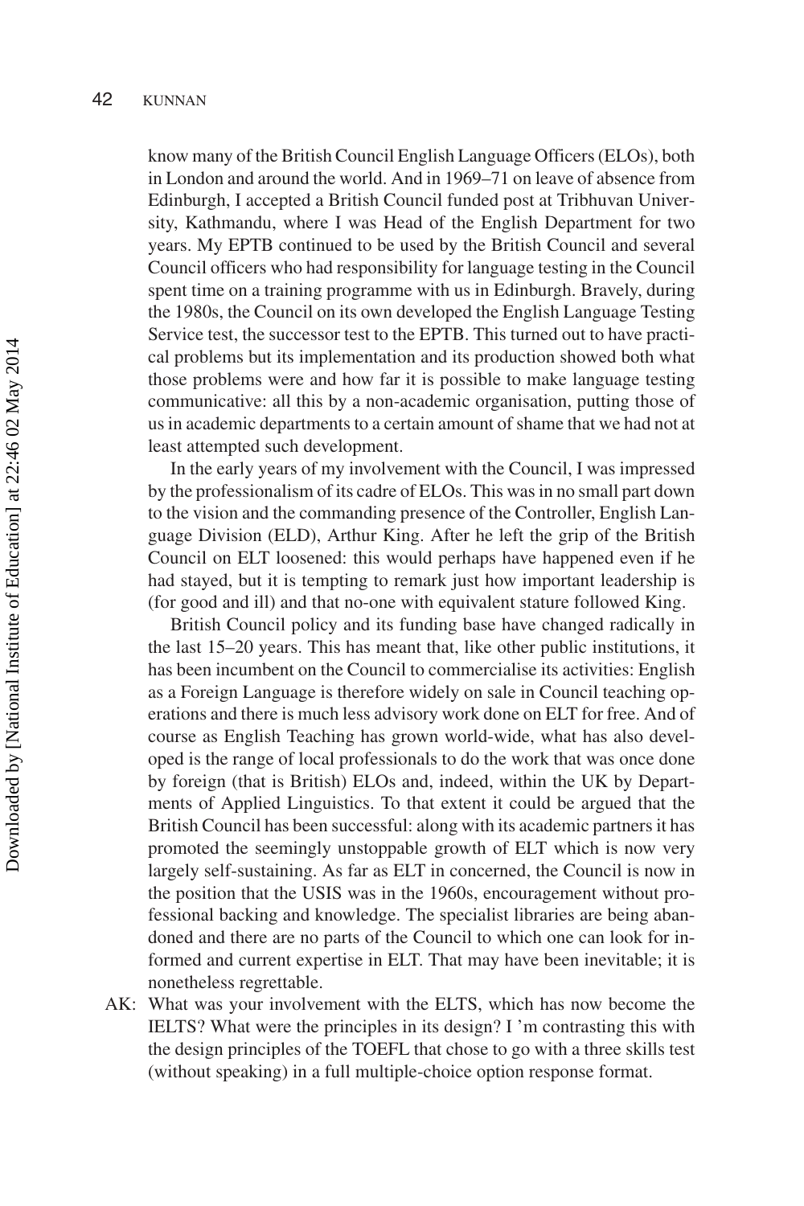know many of the British Council English Language Officers (ELOs), both in London and around the world. And in 1969–71 on leave of absence from Edinburgh, I accepted a British Council funded post at Tribhuvan University, Kathmandu, where I was Head of the English Department for two years. My EPTB continued to be used by the British Council and several Council officers who had responsibility for language testing in the Council spent time on a training programme with us in Edinburgh. Bravely, during the 1980s, the Council on its own developed the English Language Testing Service test, the successor test to the EPTB. This turned out to have practical problems but its implementation and its production showed both what those problems were and how far it is possible to make language testing communicative: all this by a non-academic organisation, putting those of us in academic departments to a certain amount of shame that we had not at least attempted such development.

In the early years of my involvement with the Council, I was impressed by the professionalism of its cadre of ELOs. This was in no small part down to the vision and the commanding presence of the Controller, English Language Division (ELD), Arthur King. After he left the grip of the British Council on ELT loosened: this would perhaps have happened even if he had stayed, but it is tempting to remark just how important leadership is (for good and ill) and that no-one with equivalent stature followed King.

British Council policy and its funding base have changed radically in the last 15–20 years. This has meant that, like other public institutions, it has been incumbent on the Council to commercialise its activities: English as a Foreign Language is therefore widely on sale in Council teaching operations and there is much less advisory work done on ELT for free. And of course as English Teaching has grown world-wide, what has also developed is the range of local professionals to do the work that was once done by foreign (that is British) ELOs and, indeed, within the UK by Departments of Applied Linguistics. To that extent it could be argued that the British Council has been successful: along with its academic partners it has promoted the seemingly unstoppable growth of ELT which is now very largely self-sustaining. As far as ELT in concerned, the Council is now in the position that the USIS was in the 1960s, encouragement without professional backing and knowledge. The specialist libraries are being abandoned and there are no parts of the Council to which one can look for informed and current expertise in ELT. That may have been inevitable; it is nonetheless regrettable.

AK: What was your involvement with the ELTS, which has now become the IELTS? What were the principles in its design? I 'm contrasting this with the design principles of the TOEFL that chose to go with a three skills test (without speaking) in a full multiple-choice option response format.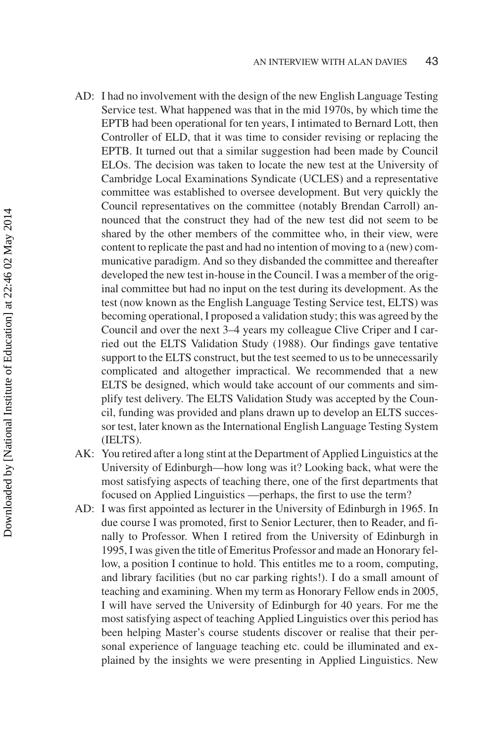AD: I had no involvement with the design of the new English Language Testing Service test. What happened was that in the mid 1970s, by which time the EPTB had been operational for ten years, I intimated to Bernard Lott, then Controller of ELD, that it was time to consider revising or replacing the EPTB. It turned out that a similar suggestion had been made by Council ELOs. The decision was taken to locate the new test at the University of Cambridge Local Examinations Syndicate (UCLES) and a representative committee was established to oversee development. But very quickly the Council representatives on the committee (notably Brendan Carroll) announced that the construct they had of the new test did not seem to be shared by the other members of the committee who, in their view, were content to replicate the past and had no intention of moving to a (new) communicative paradigm. And so they disbanded the committee and thereafter developed the new test in-house in the Council. I was a member of the original committee but had no input on the test during its development. As the test (now known as the English Language Testing Service test, ELTS) was becoming operational, I proposed a validation study; this was agreed by the Council and over the next 3–4 years my colleague Clive Criper and I carried out the ELTS Validation Study (1988). Our findings gave tentative support to the ELTS construct, but the test seemed to us to be unnecessarily complicated and altogether impractical. We recommended that a new ELTS be designed, which would take account of our comments and simplify test delivery. The ELTS Validation Study was accepted by the Council, funding was provided and plans drawn up to develop an ELTS successor test, later known as the International English Language Testing System (IELTS).

AK: You retired after a long stint at the Department of Applied Linguistics at the University of Edinburgh—how long was it? Looking back, what were the most satisfying aspects of teaching there, one of the first departments that focused on Applied Linguistics —perhaps, the first to use the term?

AD: I was first appointed as lecturer in the University of Edinburgh in 1965. In due course I was promoted, first to Senior Lecturer, then to Reader, and finally to Professor. When I retired from the University of Edinburgh in 1995, I was given the title of Emeritus Professor and made an Honorary fellow, a position I continue to hold. This entitles me to a room, computing, and library facilities (but no car parking rights!). I do a small amount of teaching and examining. When my term as Honorary Fellow ends in 2005, I will have served the University of Edinburgh for 40 years. For me the most satisfying aspect of teaching Applied Linguistics over this period has been helping Master's course students discover or realise that their personal experience of language teaching etc. could be illuminated and explained by the insights we were presenting in Applied Linguistics. New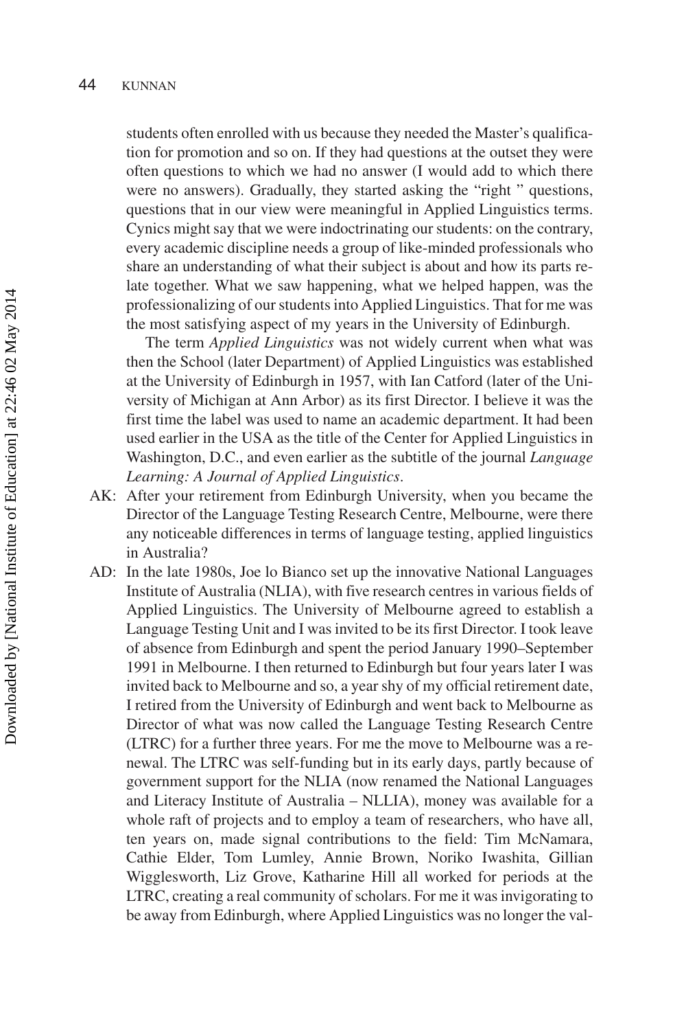students often enrolled with us because they needed the Master's qualification for promotion and so on. If they had questions at the outset they were often questions to which we had no answer (I would add to which there were no answers). Gradually, they started asking the "right " questions, questions that in our view were meaningful in Applied Linguistics terms. Cynics might say that we were indoctrinating our students: on the contrary, every academic discipline needs a group of like-minded professionals who share an understanding of what their subject is about and how its parts relate together. What we saw happening, what we helped happen, was the professionalizing of our students into Applied Linguistics. That for me was the most satisfying aspect of my years in the University of Edinburgh.

The term *Applied Linguistics* was not widely current when what was then the School (later Department) of Applied Linguistics was established at the University of Edinburgh in 1957, with Ian Catford (later of the University of Michigan at Ann Arbor) as its first Director. I believe it was the first time the label was used to name an academic department. It had been used earlier in the USA as the title of the Center for Applied Linguistics in Washington, D.C., and even earlier as the subtitle of the journal *Language Learning: A Journal of Applied Linguistics*.

AK: After your retirement from Edinburgh University, when you became the Director of the Language Testing Research Centre, Melbourne, were there any noticeable differences in terms of language testing, applied linguistics in Australia?

AD: In the late 1980s, Joe lo Bianco set up the innovative National Languages Institute of Australia (NLIA), with five research centres in various fields of Applied Linguistics. The University of Melbourne agreed to establish a Language Testing Unit and I was invited to be its first Director. I took leave of absence from Edinburgh and spent the period January 1990–September 1991 in Melbourne. I then returned to Edinburgh but four years later I was invited back to Melbourne and so, a year shy of my official retirement date, I retired from the University of Edinburgh and went back to Melbourne as Director of what was now called the Language Testing Research Centre (LTRC) for a further three years. For me the move to Melbourne was a renewal. The LTRC was self-funding but in its early days, partly because of government support for the NLIA (now renamed the National Languages and Literacy Institute of Australia – NLLIA), money was available for a whole raft of projects and to employ a team of researchers, who have all, ten years on, made signal contributions to the field: Tim McNamara, Cathie Elder, Tom Lumley, Annie Brown, Noriko Iwashita, Gillian Wigglesworth, Liz Grove, Katharine Hill all worked for periods at the LTRC, creating a real community of scholars. For me it was invigorating to be away from Edinburgh, where Applied Linguistics was no longer the val-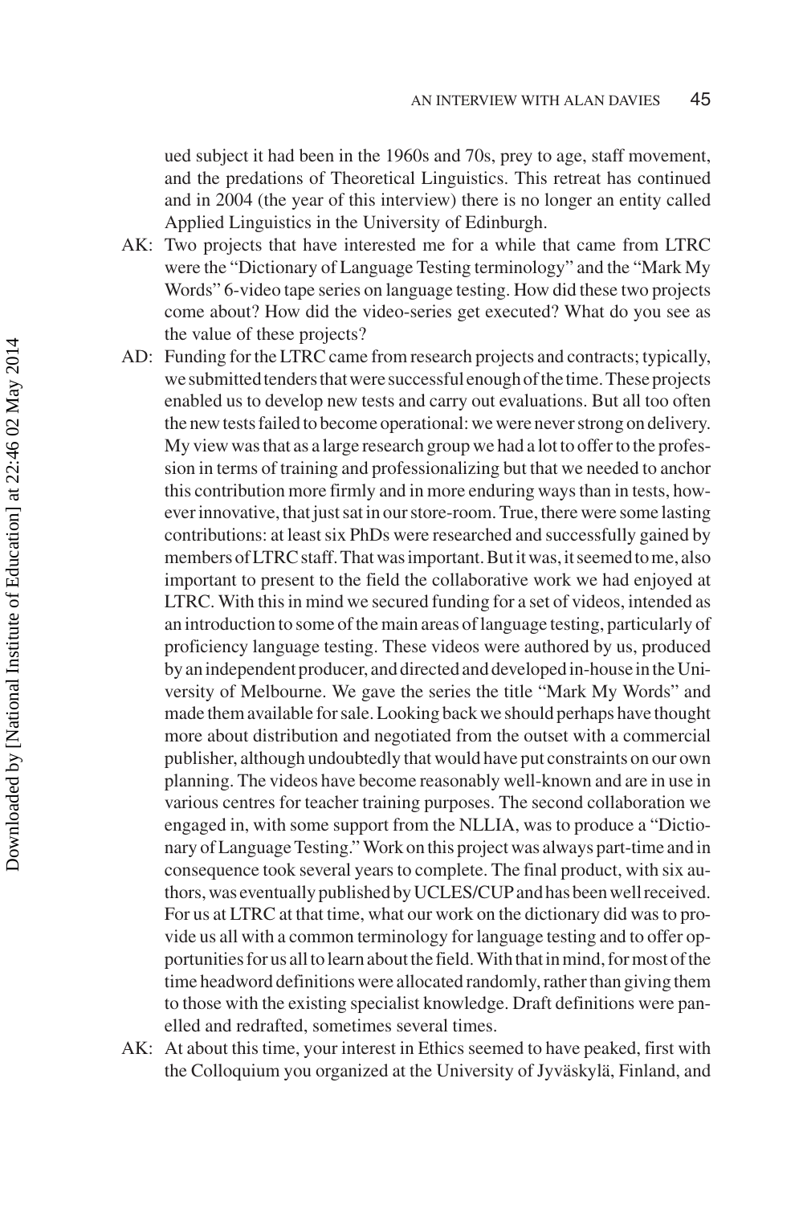ued subject it had been in the 1960s and 70s, prey to age, staff movement, and the predations of Theoretical Linguistics. This retreat has continued and in 2004 (the year of this interview) there is no longer an entity called Applied Linguistics in the University of Edinburgh.

AK: Two projects that have interested me for a while that came from LTRC were the "Dictionary of Language Testing terminology" and the "Mark My Words" 6-video tape series on language testing. How did these two projects come about? How did the video-series get executed? What do you see as the value of these projects?

AD: Funding for the LTRC came from research projects and contracts; typically, we submitted tenders that were successful enough of the time. These projects enabled us to develop new tests and carry out evaluations. But all too often the new tests failed to become operational: we were never strong on delivery. My view was that as a large research group we had a lot to offer to the profession in terms of training and professionalizing but that we needed to anchor this contribution more firmly and in more enduring ways than in tests, however innovative, that just sat in our store-room. True, there were some lasting contributions: at least six PhDs were researched and successfully gained by members of LTRC staff. That was important. But it was, it seemed to me, also important to present to the field the collaborative work we had enjoyed at LTRC. With this in mind we secured funding for a set of videos, intended as an introduction to some of the main areas of language testing, particularly of proficiency language testing. These videos were authored by us, produced by an independent producer, and directed and developed in-house in the University of Melbourne. We gave the series the title "Mark My Words" and made them available for sale. Looking back we should perhaps have thought more about distribution and negotiated from the outset with a commercial publisher, although undoubtedly that would have put constraints on our own planning. The videos have become reasonably well-known and are in use in various centres for teacher training purposes. The second collaboration we engaged in, with some support from the NLLIA, was to produce a "Dictionary of Language Testing." Work on this project was always part-time and in consequence took several years to complete. The final product, with six authors, was eventually published by UCLES/CUP and has been well received. For us at LTRC at that time, what our work on the dictionary did was to provide us all with a common terminology for language testing and to offer opportunities for us all to learn about the field. With that in mind, for most of the time headword definitions were allocated randomly, rather than giving them to those with the existing specialist knowledge. Draft definitions were panelled and redrafted, sometimes several times.

AK: At about this time, your interest in Ethics seemed to have peaked, first with the Colloquium you organized at the University of Jyväskylä, Finland, and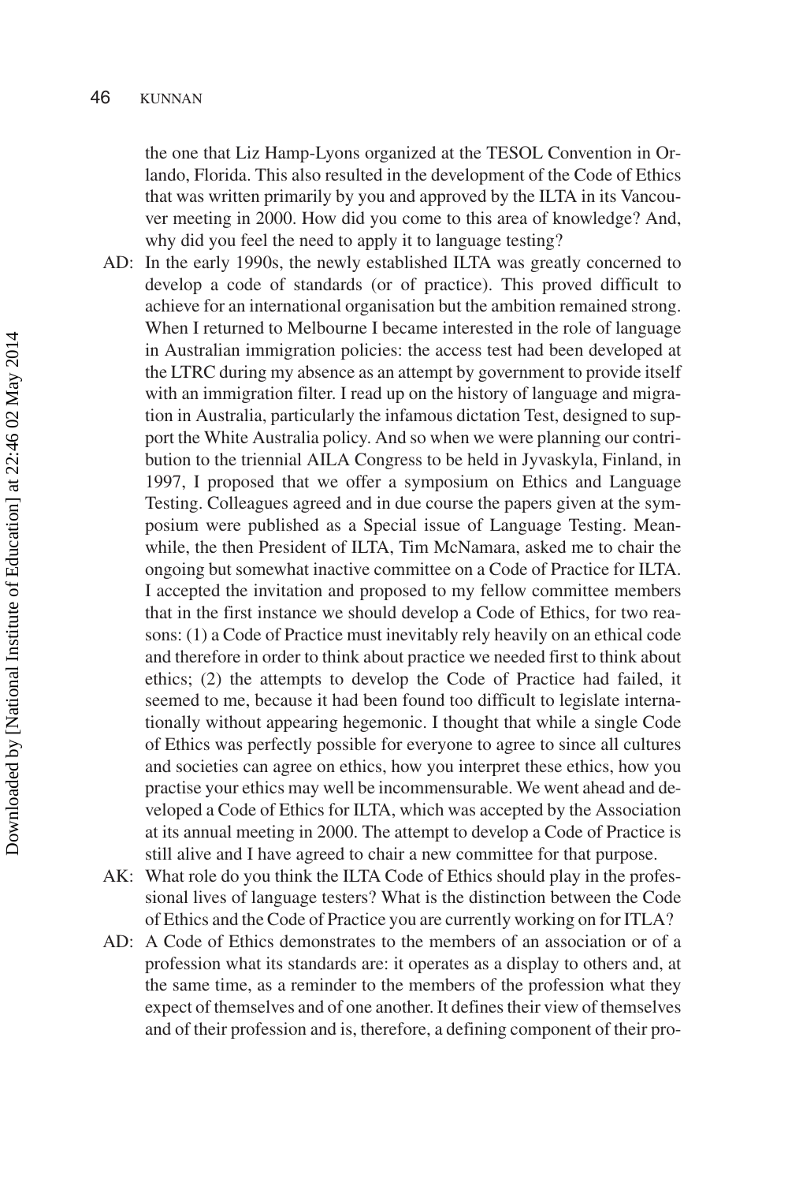the one that Liz Hamp-Lyons organized at the TESOL Convention in Orlando, Florida. This also resulted in the development of the Code of Ethics that was written primarily by you and approved by the ILTA in its Vancouver meeting in 2000. How did you come to this area of knowledge? And, why did you feel the need to apply it to language testing?

AD: In the early 1990s, the newly established ILTA was greatly concerned to develop a code of standards (or of practice). This proved difficult to achieve for an international organisation but the ambition remained strong. When I returned to Melbourne I became interested in the role of language in Australian immigration policies: the access test had been developed at the LTRC during my absence as an attempt by government to provide itself with an immigration filter. I read up on the history of language and migration in Australia, particularly the infamous dictation Test, designed to support the White Australia policy. And so when we were planning our contribution to the triennial AILA Congress to be held in Jyvaskyla, Finland, in 1997, I proposed that we offer a symposium on Ethics and Language Testing. Colleagues agreed and in due course the papers given at the symposium were published as a Special issue of Language Testing. Meanwhile, the then President of ILTA, Tim McNamara, asked me to chair the ongoing but somewhat inactive committee on a Code of Practice for ILTA. I accepted the invitation and proposed to my fellow committee members that in the first instance we should develop a Code of Ethics, for two reasons: (1) a Code of Practice must inevitably rely heavily on an ethical code and therefore in order to think about practice we needed first to think about ethics; (2) the attempts to develop the Code of Practice had failed, it seemed to me, because it had been found too difficult to legislate internationally without appearing hegemonic. I thought that while a single Code of Ethics was perfectly possible for everyone to agree to since all cultures and societies can agree on ethics, how you interpret these ethics, how you practise your ethics may well be incommensurable. We went ahead and developed a Code of Ethics for ILTA, which was accepted by the Association at its annual meeting in 2000. The attempt to develop a Code of Practice is still alive and I have agreed to chair a new committee for that purpose.

AK: What role do you think the ILTA Code of Ethics should play in the professional lives of language testers? What is the distinction between the Code of Ethics and the Code of Practice you are currently working on for ITLA?

AD: A Code of Ethics demonstrates to the members of an association or of a profession what its standards are: it operates as a display to others and, at the same time, as a reminder to the members of the profession what they expect of themselves and of one another. It defines their view of themselves and of their profession and is, therefore, a defining component of their pro-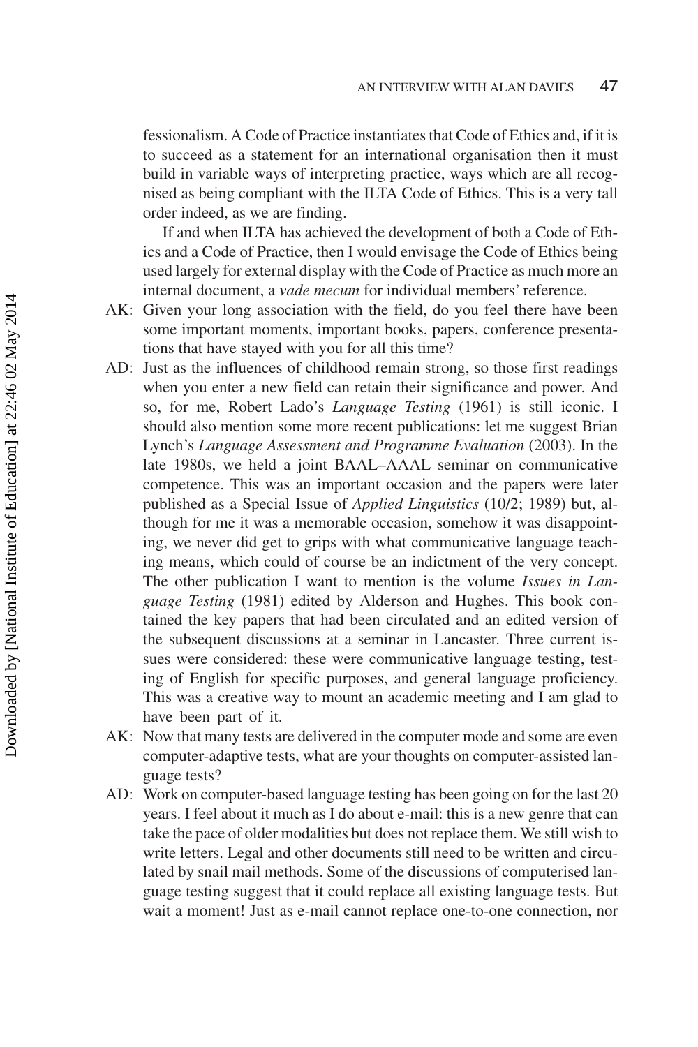fessionalism. A Code of Practice instantiates that Code of Ethics and, if it is to succeed as a statement for an international organisation then it must build in variable ways of interpreting practice, ways which are all recognised as being compliant with the ILTA Code of Ethics. This is a very tall order indeed, as we are finding.

If and when ILTA has achieved the development of both a Code of Ethics and a Code of Practice, then I would envisage the Code of Ethics being used largely for external display with the Code of Practice as much more an internal document, a *vade mecum* for individual members' reference.

AK: Given your long association with the field, do you feel there have been some important moments, important books, papers, conference presentations that have stayed with you for all this time?

AD: Just as the influences of childhood remain strong, so those first readings when you enter a new field can retain their significance and power. And so, for me, Robert Lado's *Language Testing* (1961) is still iconic. I should also mention some more recent publications: let me suggest Brian Lynch's *Language Assessment and Programme Evaluation* (2003). In the late 1980s, we held a joint BAAL–AAAL seminar on communicative competence. This was an important occasion and the papers were later published as a Special Issue of *Applied Linguistics* (10/2; 1989) but, although for me it was a memorable occasion, somehow it was disappointing, we never did get to grips with what communicative language teaching means, which could of course be an indictment of the very concept. The other publication I want to mention is the volume *Issues in Language Testing* (1981) edited by Alderson and Hughes. This book contained the key papers that had been circulated and an edited version of the subsequent discussions at a seminar in Lancaster. Three current issues were considered: these were communicative language testing, testing of English for specific purposes, and general language proficiency. This was a creative way to mount an academic meeting and I am glad to have been part of it.

AK: Now that many tests are delivered in the computer mode and some are even computer-adaptive tests, what are your thoughts on computer-assisted language tests?

AD: Work on computer-based language testing has been going on for the last 20 years. I feel about it much as I do about e-mail: this is a new genre that can take the pace of older modalities but does not replace them. We still wish to write letters. Legal and other documents still need to be written and circulated by snail mail methods. Some of the discussions of computerised language testing suggest that it could replace all existing language tests. But wait a moment! Just as e-mail cannot replace one-to-one connection, nor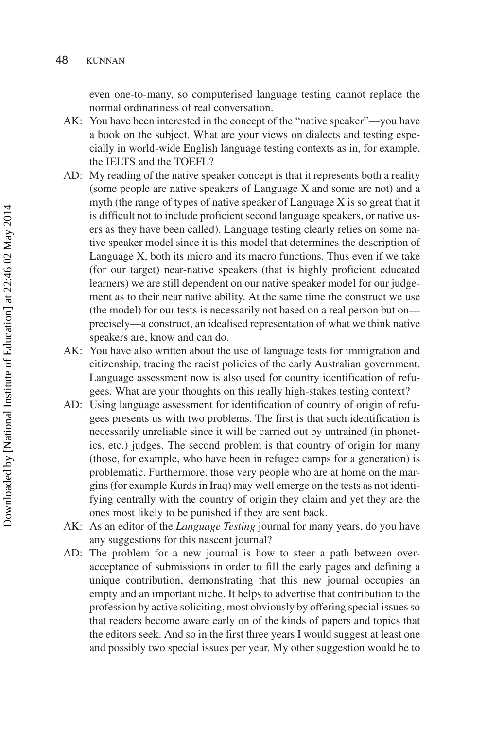even one-to-many, so computerised language testing cannot replace the normal ordinariness of real conversation.

AK: You have been interested in the concept of the "native speaker"—you have a book on the subject. What are your views on dialects and testing especially in world-wide English language testing contexts as in, for example, the IELTS and the TOEFL?

AD: My reading of the native speaker concept is that it represents both a reality (some people are native speakers of Language X and some are not) and a myth (the range of types of native speaker of Language X is so great that it is difficult not to include proficient second language speakers, or native users as they have been called). Language testing clearly relies on some native speaker model since it is this model that determines the description of Language X, both its micro and its macro functions. Thus even if we take (for our target) near-native speakers (that is highly proficient educated learners) we are still dependent on our native speaker model for our judgement as to their near native ability. At the same time the construct we use (the model) for our tests is necessarily not based on a real person but on—precisely—a construct, an idealised representation of what we think native speakers are, know and can do.

AK: You have also written about the use of language tests for immigration and citizenship, tracing the racist policies of the early Australian government. Language assessment now is also used for country identification of refugees. What are your thoughts on this really high-stakes testing context?

AD: Using language assessment for identification of country of origin of refugees presents us with two problems. The first is that such identification is necessarily unreliable since it will be carried out by untrained (in phonetics, etc.) judges. The second problem is that country of origin for many (those, for example, who have been in refugee camps for a generation) is problematic. Furthermore, those very people who are at home on the margins (for example Kurds in Iraq) may well emerge on the tests as not identifying centrally with the country of origin they claim and yet they are the ones most likely to be punished if they are sent back.

AK: As an editor of the *Language Testing* journal for many years, do you have any suggestions for this nascent journal?

AD: The problem for a new journal is how to steer a path between over-acceptance of submissions in order to fill the early pages and defining a unique contribution, demonstrating that this new journal occupies an empty and an important niche. It helps to advertise that contribution to the profession by active soliciting, most obviously by offering special issues so that readers become aware early on of the kinds of papers and topics that the editors seek. And so in the first three years I would suggest at least one and possibly two special issues per year. My other suggestion would be to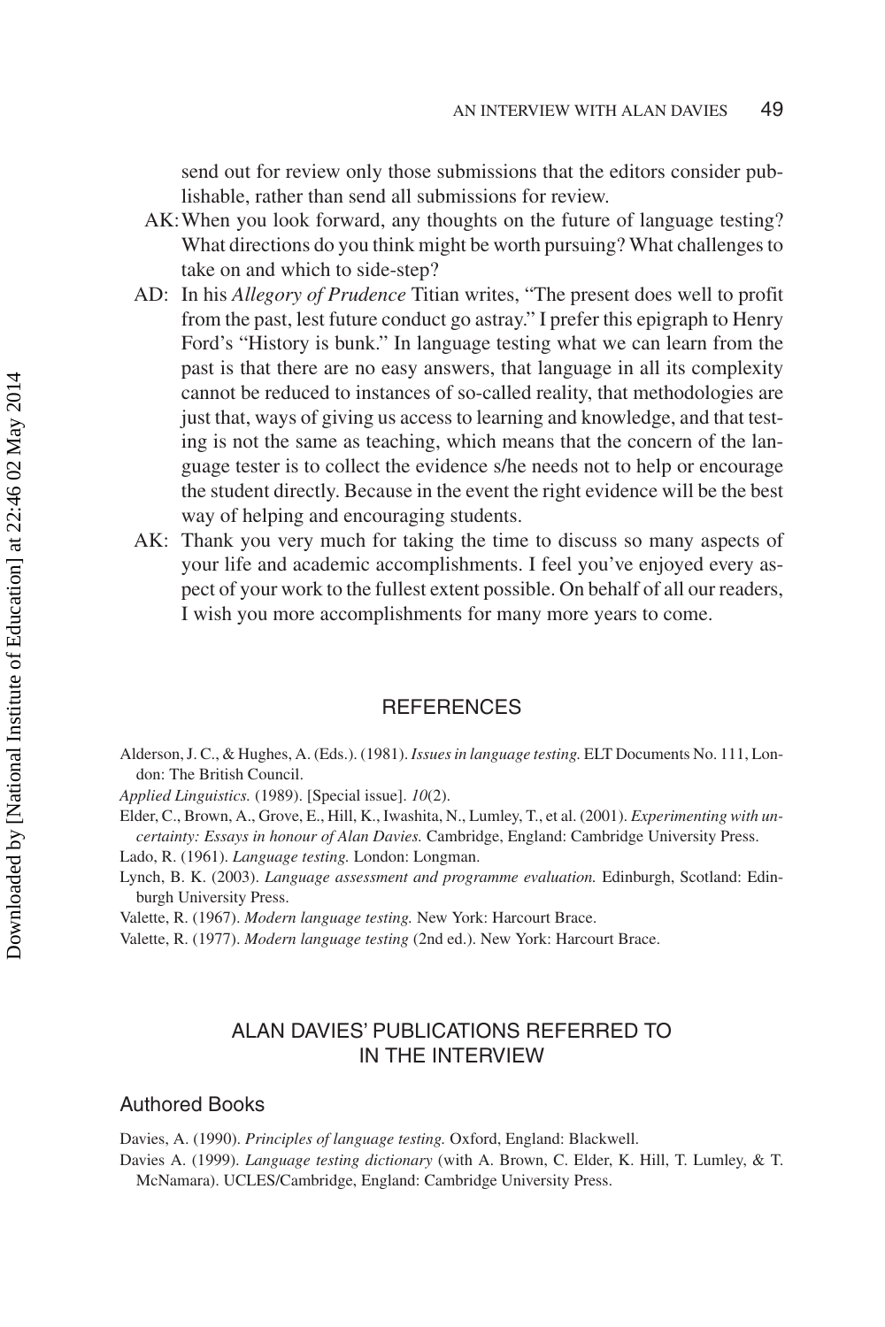send out for review only those submissions that the editors consider publishable, rather than send all submissions for review.

AK: When you look forward, any thoughts on the future of language testing? What directions do you think might be worth pursuing? What challenges to take on and which to side-step?

AD: In his *Allegory of Prudence* Titian writes, "The present does well to profit from the past, lest future conduct go astray." I prefer this epigraph to Henry Ford's "History is bunk." In language testing what we can learn from the past is that there are no easy answers, that language in all its complexity cannot be reduced to instances of so-called reality, that methodologies are just that, ways of giving us access to learning and knowledge, and that testing is not the same as teaching, which means that the concern of the language tester is to collect the evidence s/he needs not to help or encourage the student directly. Because in the event the right evidence will be the best way of helping and encouraging students.

AK: Thank you very much for taking the time to discuss so many aspects of your life and academic accomplishments. I feel you've enjoyed every aspect of your work to the fullest extent possible. On behalf of all our readers, I wish you more accomplishments for many more years to come.

## REFERENCES

Alderson, J. C., & Hughes, A. (Eds.). (1981). *Issues in language testing.* ELT Documents No. 111, London: The British Council.

*Applied Linguistics.* (1989). [Special issue]. *10*(2).

Elder, C., Brown, A., Grove, E., Hill, K., Iwashita, N., Lumley, T., et al. (2001). *Experimenting with uncertainty: Essays in honour of Alan Davies.* Cambridge, England: Cambridge University Press.

Lado, R. (1961). *Language testing.* London: Longman.

Lynch, B. K. (2003). *Language assessment and programme evaluation.* Edinburgh, Scotland: Edinburgh University Press.

Valette, R. (1967). *Modern language testing.* New York: Harcourt Brace.

Valette, R. (1977). *Modern language testing* (2nd ed.). New York: Harcourt Brace.

## ALAN DAVIES' PUBLICATIONS REFERRED TO IN THE INTERVIEW

### Authored Books

Davies, A. (1990). *Principles of language testing.* Oxford, England: Blackwell.

Davies A. (1999). *Language testing dictionary* (with A. Brown, C. Elder, K. Hill, T. Lumley, & T. McNamara). UCLES/Cambridge, England: Cambridge University Press.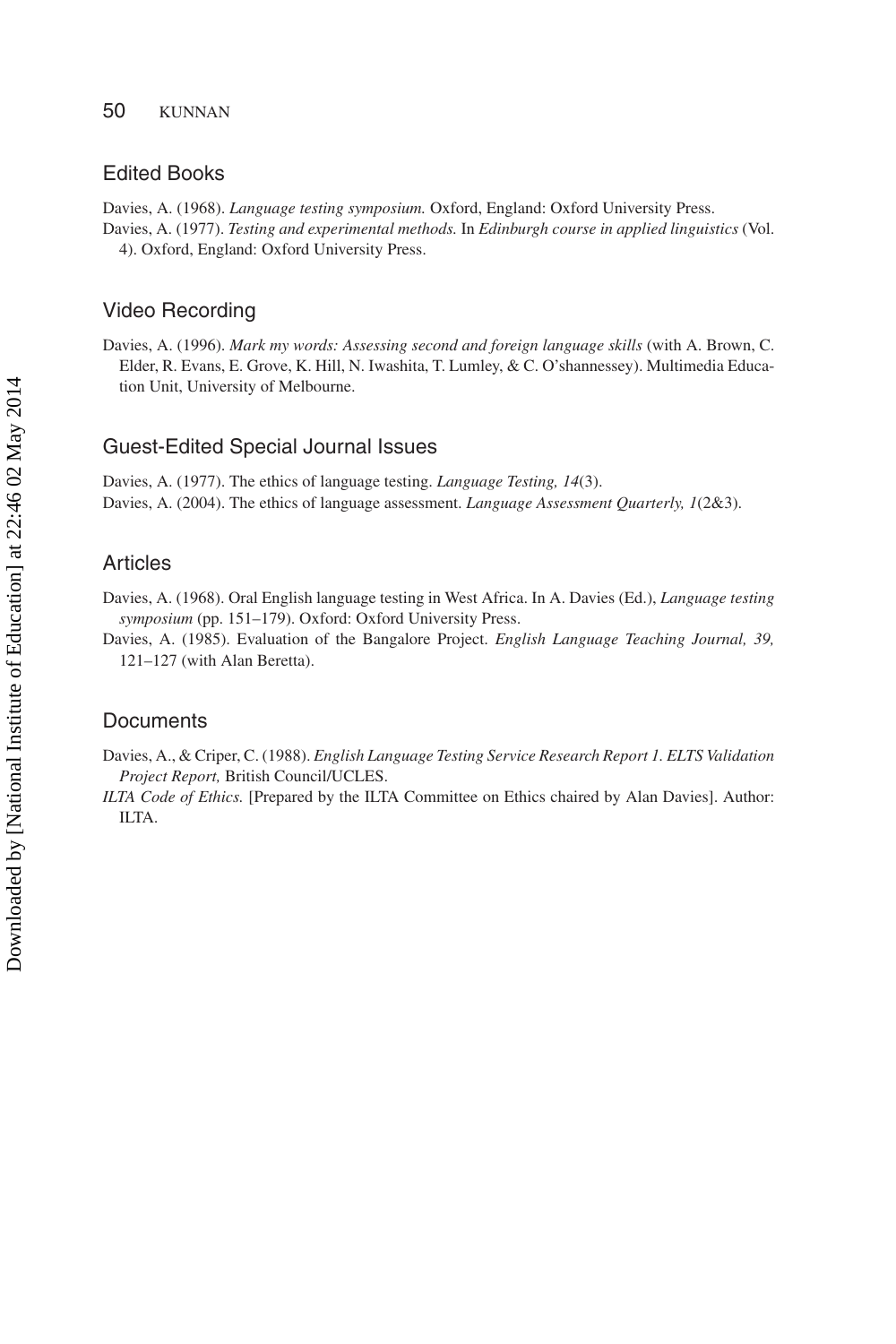## Edited Books

Davies, A. (1968). *Language testing symposium.* Oxford, England: Oxford University Press.

Davies, A. (1977). *Testing and experimental methods.* In *Edinburgh course in applied linguistics* (Vol. 4). Oxford, England: Oxford University Press.

## Video Recording

Davies, A. (1996). *Mark my words: Assessing second and foreign language skills* (with A. Brown, C. Elder, R. Evans, E. Grove, K. Hill, N. Iwashita, T. Lumley, & C. O'shannessey). Multimedia Education Unit, University of Melbourne.

## Guest-Edited Special Journal Issues

Davies, A. (1977). The ethics of language testing. *Language Testing, 14*(3).

Davies, A. (2004). The ethics of language assessment. *Language Assessment Quarterly, 1*(2&3).

## Articles

Davies, A. (1968). Oral English language testing in West Africa. In A. Davies (Ed.), *Language testing symposium* (pp. 151–179). Oxford: Oxford University Press.

Davies, A. (1985). Evaluation of the Bangalore Project. *English Language Teaching Journal, 39,* 121–127 (with Alan Beretta).

## Documents

Davies, A., & Criper, C. (1988). *English Language Testing Service Research Report 1. ELTS Validation Project Report,* British Council/UCLES.

*ILTA Code of Ethics.* [Prepared by the ILTA Committee on Ethics chaired by Alan Davies]. Author: ILTA.